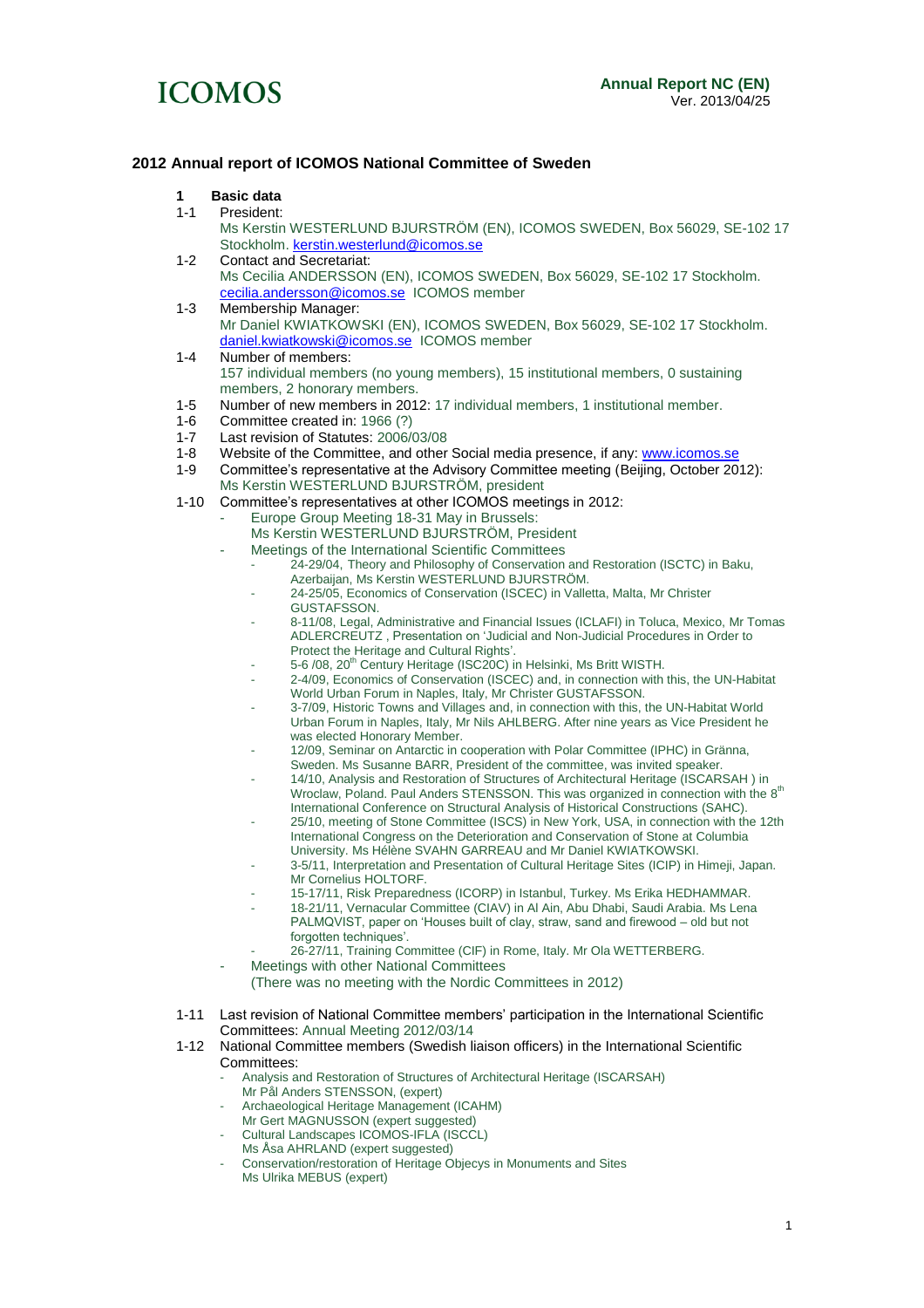ICOMOS

**Annual Report NC (EN)**
Ver. 2013/04/25

## 2012 Annual report of ICOMOS National Committee of Sweden

**1 Basic data**

1-1 President:
Ms Kerstin WESTERLUND BJURSTRÖM (EN), ICOMOS SWEDEN, Box 56029, SE-102 17 Stockholm. kerstin.westerlund@icomos.se

1-2 Contact and Secretariat:
Ms Cecilia ANDERSSON (EN), ICOMOS SWEDEN, Box 56029, SE-102 17 Stockholm. cecilia.andersson@icomos.se ICOMOS member

1-3 Membership Manager:
Mr Daniel KWIATKOWSKI (EN), ICOMOS SWEDEN, Box 56029, SE-102 17 Stockholm. daniel.kwiatkowski@icomos.se ICOMOS member

1-4 Number of members:
157 individual members (no young members), 15 institutional members, 0 sustaining members, 2 honorary members.

1-5 Number of new members in 2012: 17 individual members, 1 institutional member.

1-6 Committee created in: 1966 (?)

1-7 Last revision of Statutes: 2006/03/08

1-8 Website of the Committee, and other Social media presence, if any: www.icomos.se

1-9 Committee's representative at the Advisory Committee meeting (Beijing, October 2012):
Ms Kerstin WESTERLUND BJURSTRÖM, president

1-10 Committee's representatives at other ICOMOS meetings in 2012:

- Europe Group Meeting 18-31 May in Brussels:
  Ms Kerstin WESTERLUND BJURSTRÖM, President
- Meetings of the International Scientific Committees
  - 24-29/04, Theory and Philosophy of Conservation and Restoration (ISCTC) in Baku, Azerbaijan, Ms Kerstin WESTERLUND BJURSTRÖM.
  - 24-25/05, Economics of Conservation (ISCEC) in Valletta, Malta, Mr Christer GUSTAFSSON.
  - 8-11/08, Legal, Administrative and Financial Issues (ICLAFI) in Toluca, Mexico, Mr Tomas ADLERCREUTZ , Presentation on 'Judicial and Non-Judicial Procedures in Order to Protect the Heritage and Cultural Rights'.
  - 5-6 /08, 20th Century Heritage (ISC20C) in Helsinki, Ms Britt WISTH.
  - 2-4/09, Economics of Conservation (ISCEC) and, in connection with this, the UN-Habitat World Urban Forum in Naples, Italy, Mr Christer GUSTAFSSON.
  - 3-7/09, Historic Towns and Villages and, in connection with this, the UN-Habitat World Urban Forum in Naples, Italy, Mr Nils AHLBERG. After nine years as Vice President he was elected Honorary Member.
  - 12/09, Seminar on Antarctic in cooperation with Polar Committee (IPHC) in Gränna, Sweden. Ms Susanne BARR, President of the committee, was invited speaker.
  - 14/10, Analysis and Restoration of Structures of Architectural Heritage (ISCARSAH ) in Wroclaw, Poland. Paul Anders STENSSON. This was organized in connection with the 8th International Conference on Structural Analysis of Historical Constructions (SAHC).
  - 25/10, meeting of Stone Committee (ISCS) in New York, USA, in connection with the 12th International Congress on the Deterioration and Conservation of Stone at Columbia University. Ms Hélène SVAHN GARREAU and Mr Daniel KWIATKOWSKI.
  - 3-5/11, Interpretation and Presentation of Cultural Heritage Sites (ICIP) in Himeji, Japan. Mr Cornelius HOLTORF.
  - 15-17/11, Risk Preparedness (ICORP) in Istanbul, Turkey. Ms Erika HEDHAMMAR.
  - 18-21/11, Vernacular Committee (CIAV) in Al Ain, Abu Dhabi, Saudi Arabia. Ms Lena PALMQVIST, paper on 'Houses built of clay, straw, sand and firewood – old but not forgotten techniques'.
  - 26-27/11, Training Committee (CIF) in Rome, Italy. Mr Ola WETTERBERG.
- Meetings with other National Committees
  (There was no meeting with the Nordic Committees in 2012)

1-11 Last revision of National Committee members' participation in the International Scientific Committees: Annual Meeting 2012/03/14

1-12 National Committee members (Swedish liaison officers) in the International Scientific Committees:

- Analysis and Restoration of Structures of Architectural Heritage (ISCARSAH)
  Mr Pål Anders STENSSON, (expert)
- Archaeological Heritage Management (ICAHM)
  Mr Gert MAGNUSSON (expert suggested)
- Cultural Landscapes ICOMOS-IFLA (ISCCL)
  Ms Åsa AHRLAND (expert suggested)
- Conservation/restoration of Heritage Objecys in Monuments and Sites
  Ms Ulrika MEBUS (expert)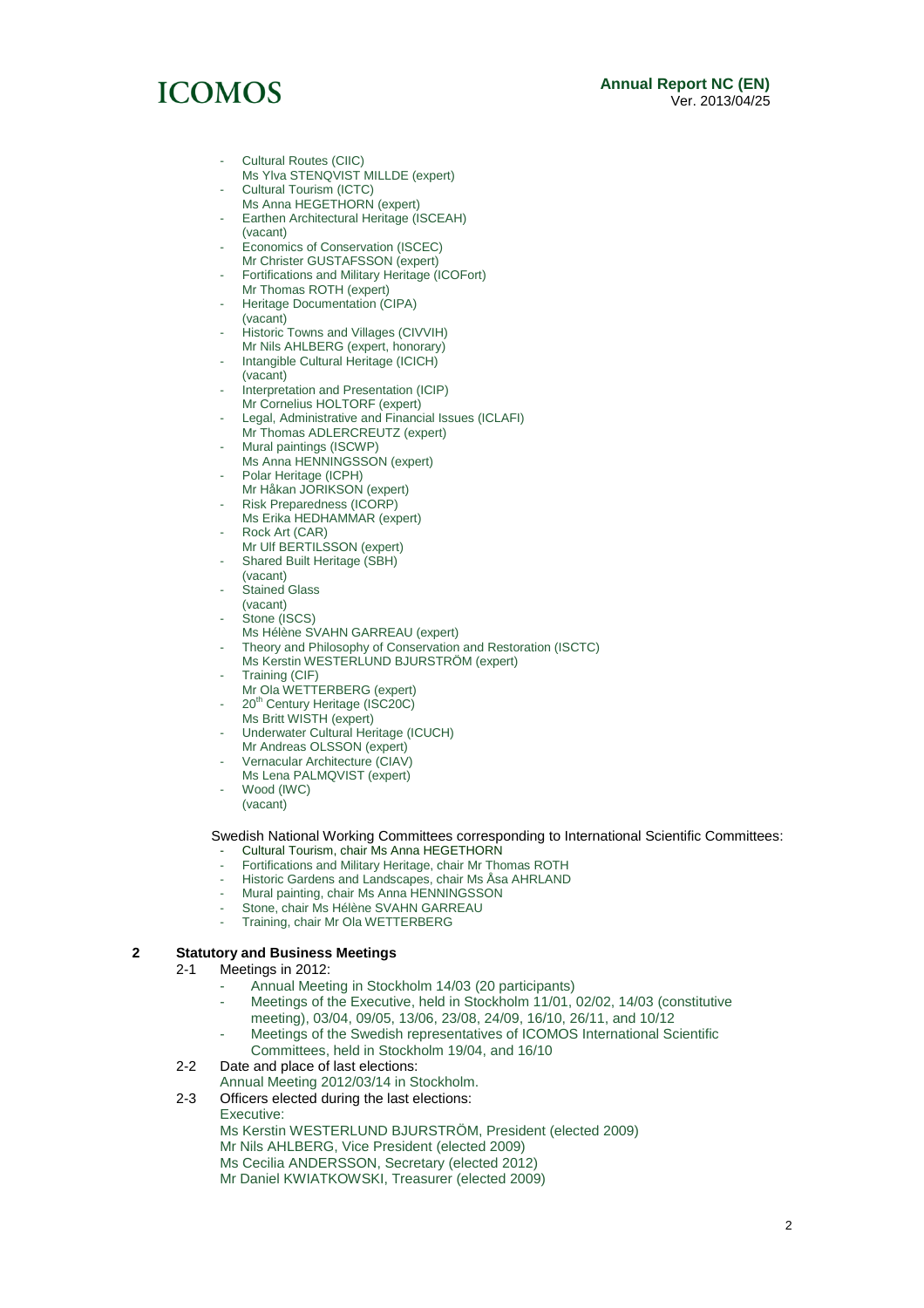- Cultural Routes (CIIC)
  Ms Ylva STENQVIST MILLDE (expert)
- Cultural Tourism (ICTC)
  Ms Anna HEGETHORN (expert)
- Earthen Architectural Heritage (ISCEAH)
  (vacant)
- Economics of Conservation (ISCEC)
  Mr Christer GUSTAFSSON (expert)
- Fortifications and Military Heritage (ICOFort)
  Mr Thomas ROTH (expert)
- Heritage Documentation (CIPA)
  (vacant)
- Historic Towns and Villages (CIVVIH)
  Mr Nils AHLBERG (expert, honorary)
- Intangible Cultural Heritage (ICICH)
  (vacant)
- Interpretation and Presentation (ICIP)
  Mr Cornelius HOLTORF (expert)
- Legal, Administrative and Financial Issues (ICLAFI)
  Mr Thomas ADLERCREUTZ (expert)
- Mural paintings (ISCWP)
  Ms Anna HENNINGSSON (expert)
- Polar Heritage (ICPH)
  Mr Håkan JORIKSON (expert)
- Risk Preparedness (ICORP)
  Ms Erika HEDHAMMAR (expert)
- Rock Art (CAR)
  Mr Ulf BERTILSSON (expert)
- Shared Built Heritage (SBH)
  (vacant)
- Stained Glass
  (vacant)
- Stone (ISCS)
  Ms Hélène SVAHN GARREAU (expert)
- Theory and Philosophy of Conservation and Restoration (ISCTC)
  Ms Kerstin WESTERLUND BJURSTRÖM (expert)
- Training (CIF)
  Mr Ola WETTERBERG (expert)
- 20th Century Heritage (ISC20C)
  Ms Britt WISTH (expert)
- Underwater Cultural Heritage (ICUCH)
  Mr Andreas OLSSON (expert)
- Vernacular Architecture (CIAV)
  Ms Lena PALMQVIST (expert)
- Wood (IWC)
  (vacant)

Swedish National Working Committees corresponding to International Scientific Committees:

- Cultural Tourism, chair Ms Anna HEGETHORN
- Fortifications and Military Heritage, chair Mr Thomas ROTH
- Historic Gardens and Landscapes, chair Ms Åsa AHRLAND
- Mural painting, chair Ms Anna HENNINGSSON
- Stone, chair Ms Hélène SVAHN GARREAU
- Training, chair Mr Ola WETTERBERG

## 2 Statutory and Business Meetings

2-1 Meetings in 2012:

- Annual Meeting in Stockholm 14/03 (20 participants)
- Meetings of the Executive, held in Stockholm 11/01, 02/02, 14/03 (constitutive meeting), 03/04, 09/05, 13/06, 23/08, 24/09, 16/10, 26/11, and 10/12
- Meetings of the Swedish representatives of ICOMOS International Scientific Committees, held in Stockholm 19/04, and 16/10

2-2 Date and place of last elections:
Annual Meeting 2012/03/14 in Stockholm.

2-3 Officers elected during the last elections:
Executive:
Ms Kerstin WESTERLUND BJURSTRÖM, President (elected 2009)
Mr Nils AHLBERG, Vice President (elected 2009)
Ms Cecilia ANDERSSON, Secretary (elected 2012)
Mr Daniel KWIATKOWSKI, Treasurer (elected 2009)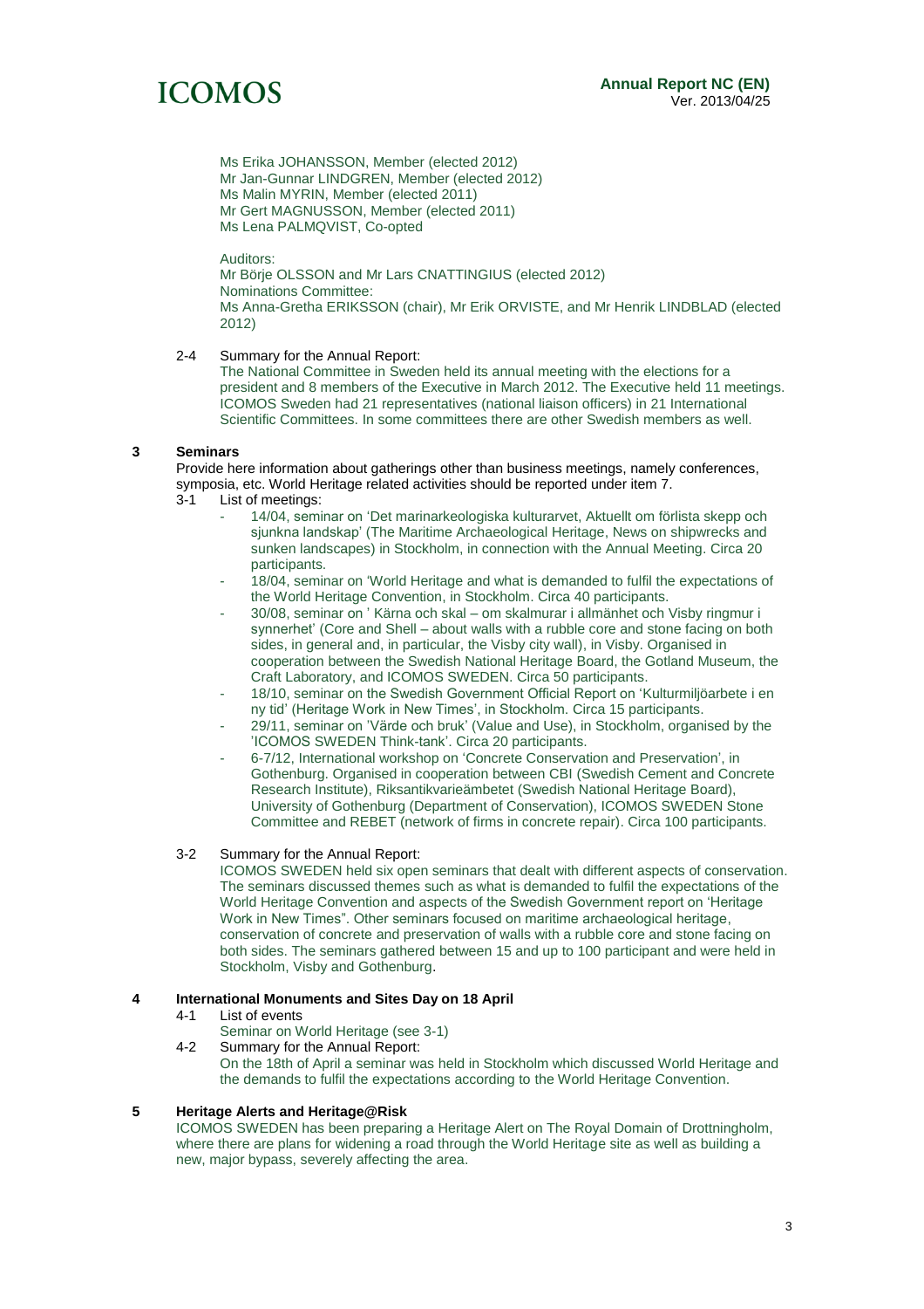Ms Erika JOHANSSON, Member (elected 2012)
Mr Jan-Gunnar LINDGREN, Member (elected 2012)
Ms Malin MYRIN, Member (elected 2011)
Mr Gert MAGNUSSON, Member (elected 2011)
Ms Lena PALMQVIST, Co-opted

Auditors:
Mr Börje OLSSON and Mr Lars CNATTINGIUS (elected 2012)
Nominations Committee:
Ms Anna-Gretha ERIKSSON (chair), Mr Erik ORVISTE, and Mr Henrik LINDBLAD (elected 2012)

2-4 Summary for the Annual Report:
The National Committee in Sweden held its annual meeting with the elections for a president and 8 members of the Executive in March 2012. The Executive held 11 meetings. ICOMOS Sweden had 21 representatives (national liaison officers) in 21 International Scientific Committees. In some committees there are other Swedish members as well.

## 3 Seminars

Provide here information about gatherings other than business meetings, namely conferences, symposia, etc. World Heritage related activities should be reported under item 7.

3-1 List of meetings:

- 14/04, seminar on 'Det marinarkeologiska kulturarvet, Aktuellt om förlista skepp och sjunkna landskap' (The Maritime Archaeological Heritage, News on shipwrecks and sunken landscapes) in Stockholm, in connection with the Annual Meeting. Circa 20 participants.
- 18/04, seminar on 'World Heritage and what is demanded to fulfil the expectations of the World Heritage Convention, in Stockholm. Circa 40 participants.
- 30/08, seminar on ' Kärna och skal – om skalmurar i allmänhet och Visby ringmur i synnerhet' (Core and Shell – about walls with a rubble core and stone facing on both sides, in general and, in particular, the Visby city wall), in Visby. Organised in cooperation between the Swedish National Heritage Board, the Gotland Museum, the Craft Laboratory, and ICOMOS SWEDEN. Circa 50 participants.
- 18/10, seminar on the Swedish Government Official Report on 'Kulturmiljöarbete i en ny tid' (Heritage Work in New Times', in Stockholm. Circa 15 participants.
- 29/11, seminar on 'Värde och bruk' (Value and Use), in Stockholm, organised by the 'ICOMOS SWEDEN Think-tank'. Circa 20 participants.
- 6-7/12, International workshop on 'Concrete Conservation and Preservation', in Gothenburg. Organised in cooperation between CBI (Swedish Cement and Concrete Research Institute), Riksantikvarieämbetet (Swedish National Heritage Board), University of Gothenburg (Department of Conservation), ICOMOS SWEDEN Stone Committee and REBET (network of firms in concrete repair). Circa 100 participants.

3-2 Summary for the Annual Report:
ICOMOS SWEDEN held six open seminars that dealt with different aspects of conservation. The seminars discussed themes such as what is demanded to fulfil the expectations of the World Heritage Convention and aspects of the Swedish Government report on 'Heritage Work in New Times". Other seminars focused on maritime archaeological heritage, conservation of concrete and preservation of walls with a rubble core and stone facing on both sides. The seminars gathered between 15 and up to 100 participant and were held in Stockholm, Visby and Gothenburg.

## 4 International Monuments and Sites Day on 18 April

4-1 List of events
Seminar on World Heritage (see 3-1)

4-2 Summary for the Annual Report:
On the 18th of April a seminar was held in Stockholm which discussed World Heritage and the demands to fulfil the expectations according to the World Heritage Convention.

## 5 Heritage Alerts and Heritage@Risk

ICOMOS SWEDEN has been preparing a Heritage Alert on The Royal Domain of Drottningholm, where there are plans for widening a road through the World Heritage site as well as building a new, major bypass, severely affecting the area.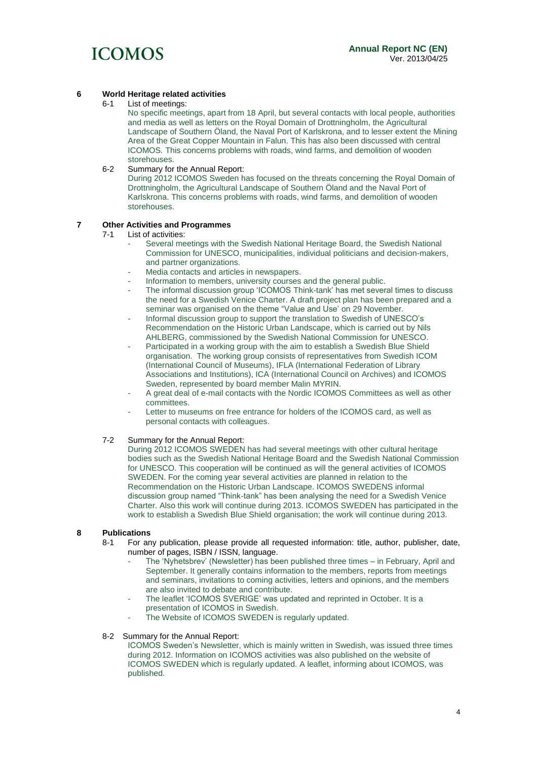## 6 World Heritage related activities

6-1 List of meetings:

No specific meetings, apart from 18 April, but several contacts with local people, authorities and media as well as letters on the Royal Domain of Drottningholm, the Agricultural Landscape of Southern Öland, the Naval Port of Karlskrona, and to lesser extent the Mining Area of the Great Copper Mountain in Falun. This has also been discussed with central ICOMOS. This concerns problems with roads, wind farms, and demolition of wooden storehouses.

6-2 Summary for the Annual Report:

During 2012 ICOMOS Sweden has focused on the threats concerning the Royal Domain of Drottningholm, the Agricultural Landscape of Southern Öland and the Naval Port of Karlskrona. This concerns problems with roads, wind farms, and demolition of wooden storehouses.

## 7 Other Activities and Programmes

7-1 List of activities:

- Several meetings with the Swedish National Heritage Board, the Swedish National Commission for UNESCO, municipalities, individual politicians and decision-makers, and partner organizations.
- Media contacts and articles in newspapers.
- Information to members, university courses and the general public.
- The informal discussion group 'ICOMOS Think-tank' has met several times to discuss the need for a Swedish Venice Charter. A draft project plan has been prepared and a seminar was organised on the theme "Value and Use" on 29 November.
- Informal discussion group to support the translation to Swedish of UNESCO's Recommendation on the Historic Urban Landscape, which is carried out by Nils AHLBERG, commissioned by the Swedish National Commission for UNESCO.
- Participated in a working group with the aim to establish a Swedish Blue Shield organisation. The working group consists of representatives from Swedish ICOM (International Council of Museums), IFLA (International Federation of Library Associations and Institutions), ICA (International Council on Archives) and ICOMOS Sweden, represented by board member Malin MYRIN.
- A great deal of e-mail contacts with the Nordic ICOMOS Committees as well as other committees.
- Letter to museums on free entrance for holders of the ICOMOS card, as well as personal contacts with colleagues.

7-2 Summary for the Annual Report:

During 2012 ICOMOS SWEDEN has had several meetings with other cultural heritage bodies such as the Swedish National Heritage Board and the Swedish National Commission for UNESCO. This cooperation will be continued as will the general activities of ICOMOS SWEDEN. For the coming year several activities are planned in relation to the Recommendation on the Historic Urban Landscape. ICOMOS SWEDENS informal discussion group named "Think-tank" has been analysing the need for a Swedish Venice Charter. Also this work will continue during 2013. ICOMOS SWEDEN has participated in the work to establish a Swedish Blue Shield organisation; the work will continue during 2013.

## 8 Publications

8-1 For any publication, please provide all requested information: title, author, publisher, date, number of pages, ISBN / ISSN, language.

- The 'Nyhetsbrev' (Newsletter) has been published three times – in February, April and September. It generally contains information to the members, reports from meetings and seminars, invitations to coming activities, letters and opinions, and the members are also invited to debate and contribute.
- The leaflet 'ICOMOS SVERIGE' was updated and reprinted in October. It is a presentation of ICOMOS in Swedish.
- The Website of ICOMOS SWEDEN is regularly updated.

8-2 Summary for the Annual Report:

ICOMOS Sweden's Newsletter, which is mainly written in Swedish, was issued three times during 2012. Information on ICOMOS activities was also published on the website of ICOMOS SWEDEN which is regularly updated. A leaflet, informing about ICOMOS, was published.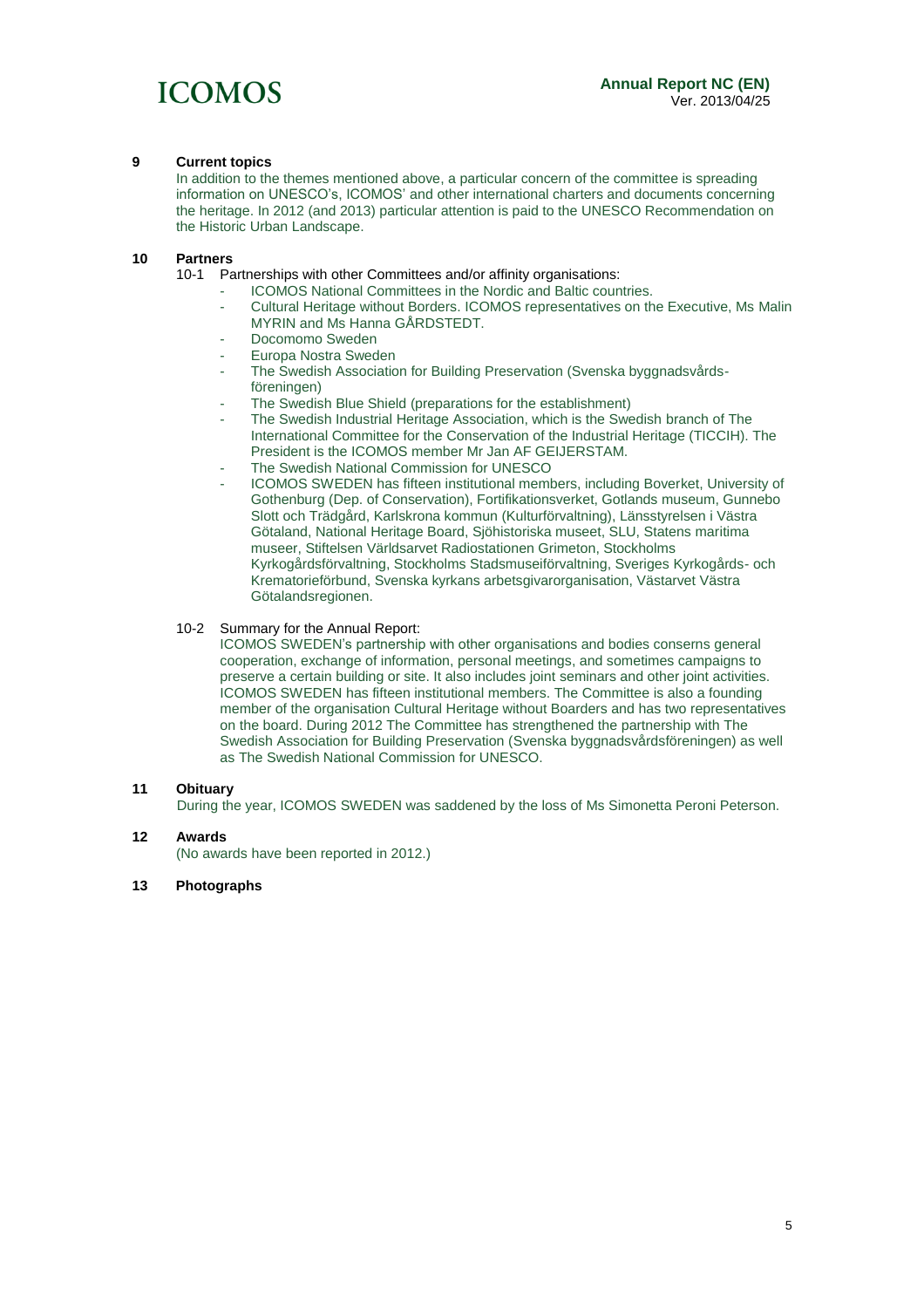## 9 Current topics

In addition to the themes mentioned above, a particular concern of the committee is spreading information on UNESCO's, ICOMOS' and other international charters and documents concerning the heritage. In 2012 (and 2013) particular attention is paid to the UNESCO Recommendation on the Historic Urban Landscape.

## 10 Partners

10-1 Partnerships with other Committees and/or affinity organisations:

- ICOMOS National Committees in the Nordic and Baltic countries.
- Cultural Heritage without Borders. ICOMOS representatives on the Executive, Ms Malin MYRIN and Ms Hanna GÅRDSTEDT.
- Docomomo Sweden
- Europa Nostra Sweden
- The Swedish Association for Building Preservation (Svenska byggnadsvårds-föreningen)
- The Swedish Blue Shield (preparations for the establishment)
- The Swedish Industrial Heritage Association, which is the Swedish branch of The International Committee for the Conservation of the Industrial Heritage (TICCIH). The President is the ICOMOS member Mr Jan AF GEIJERSTAM.
- The Swedish National Commission for UNESCO
- ICOMOS SWEDEN has fifteen institutional members, including Boverket, University of Gothenburg (Dep. of Conservation), Fortifikationsverket, Gotlands museum, Gunnebo Slott och Trädgård, Karlskrona kommun (Kulturförvaltning), Länsstyrelsen i Västra Götaland, National Heritage Board, Sjöhistoriska museet, SLU, Statens maritima museer, Stiftelsen Världsarvet Radiostationen Grimeton, Stockholms Kyrkogårdsförvaltning, Stockholms Stadsmuseiförvaltning, Sveriges Kyrkogårds- och Krematorieförbund, Svenska kyrkans arbetsgivarorganisation, Västarvet Västra Götalandsregionen.

10-2 Summary for the Annual Report:

ICOMOS SWEDEN's partnership with other organisations and bodies conserns general cooperation, exchange of information, personal meetings, and sometimes campaigns to preserve a certain building or site. It also includes joint seminars and other joint activities. ICOMOS SWEDEN has fifteen institutional members. The Committee is also a founding member of the organisation Cultural Heritage without Boarders and has two representatives on the board. During 2012 The Committee has strengthened the partnership with The Swedish Association for Building Preservation (Svenska byggnadsvårdsföreningen) as well as The Swedish National Commission for UNESCO.

## 11 Obituary

During the year, ICOMOS SWEDEN was saddened by the loss of Ms Simonetta Peroni Peterson.

## 12 Awards

(No awards have been reported in 2012.)

## 13 Photographs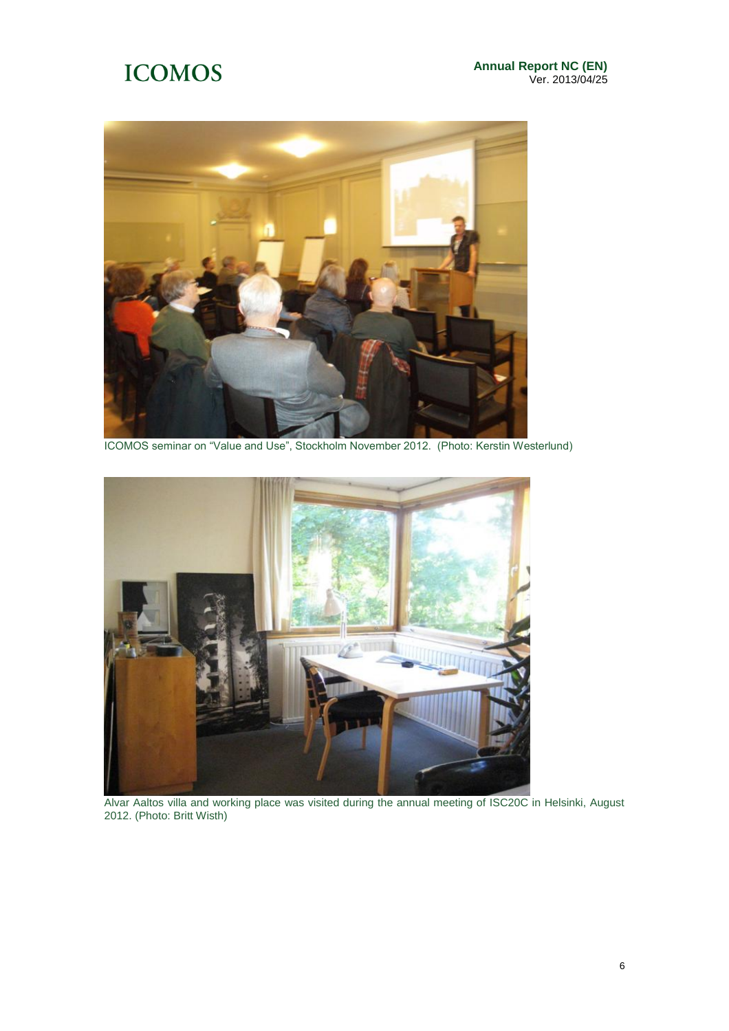ICOMOS seminar on “Value and Use”, Stockholm November 2012. (Photo: Kerstin Westerlund)

Alvar Aaltos villa and working place was visited during the annual meeting of ISC20C in Helsinki, August 2012. (Photo: Britt Wisth)